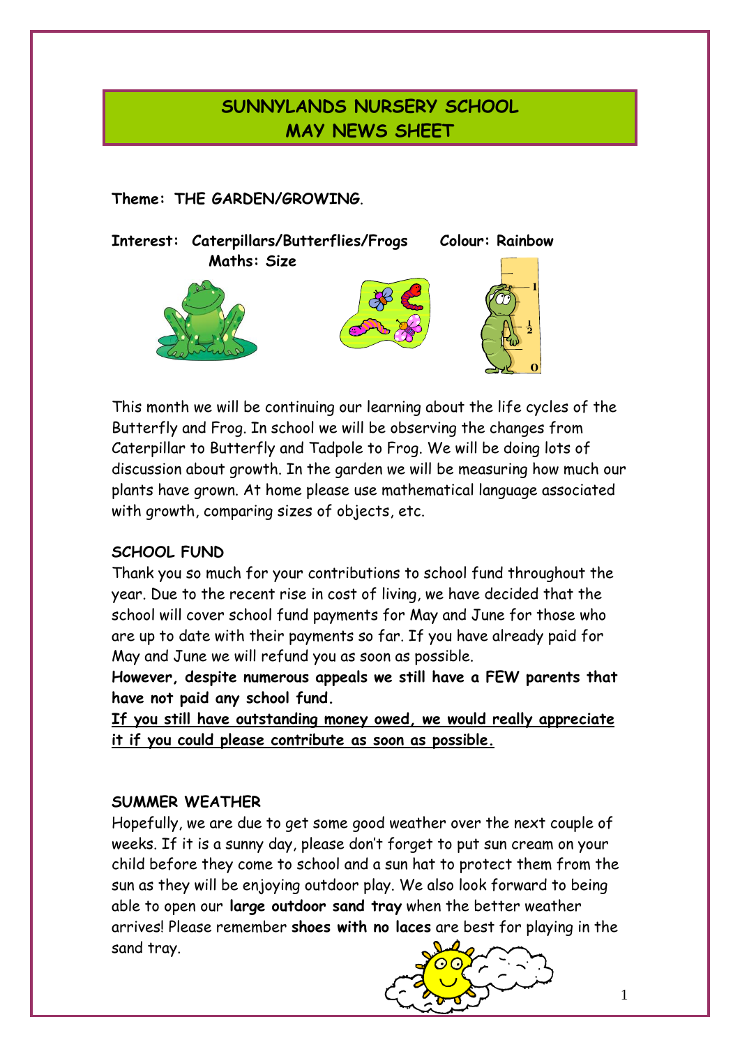# SUNNYLANDS NURSERY SCHOOL
# MAY NEWS SHEET

**Theme: THE GARDEN/GROWING**.

**Interest: Caterpillars/Butterflies/Frogs** **Colour: Rainbow**
**Maths: Size**

This month we will be continuing our learning about the life cycles of the Butterfly and Frog. In school we will be observing the changes from Caterpillar to Butterfly and Tadpole to Frog. We will be doing lots of discussion about growth. In the garden we will be measuring how much our plants have grown. At home please use mathematical language associated with growth, comparing sizes of objects, etc.

## SCHOOL FUND

Thank you so much for your contributions to school fund throughout the year. Due to the recent rise in cost of living, we have decided that the school will cover school fund payments for May and June for those who are up to date with their payments so far. If you have already paid for May and June we will refund you as soon as possible.

**However, despite numerous appeals we still have a FEW parents that have not paid any school fund.**

**<u>If you still have outstanding money owed, we would really appreciate it if you could please contribute as soon as possible.</u>**

## SUMMER WEATHER

Hopefully, we are due to get some good weather over the next couple of weeks. If it is a sunny day, please don't forget to put sun cream on your child before they come to school and a sun hat to protect them from the sun as they will be enjoying outdoor play. We also look forward to being able to open our **large outdoor sand tray** when the better weather arrives! Please remember **shoes with no laces** are best for playing in the sand tray.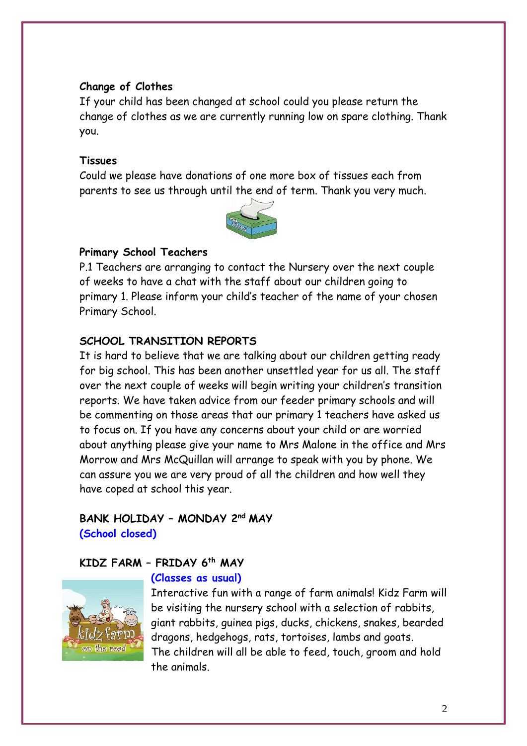**Change of Clothes**

If your child has been changed at school could you please return the change of clothes as we are currently running low on spare clothing. Thank you.

**Tissues**

Could we please have donations of one more box of tissues each from parents to see us through until the end of term. Thank you very much.

**Primary School Teachers**

P.1 Teachers are arranging to contact the Nursery over the next couple of weeks to have a chat with the staff about our children going to primary 1. Please inform your child's teacher of the name of your chosen Primary School.

**SCHOOL TRANSITION REPORTS**

It is hard to believe that we are talking about our children getting ready for big school. This has been another unsettled year for us all. The staff over the next couple of weeks will begin writing your children's transition reports. We have taken advice from our feeder primary schools and will be commenting on those areas that our primary 1 teachers have asked us to focus on. If you have any concerns about your child or are worried about anything please give your name to Mrs Malone in the office and Mrs Morrow and Mrs McQuillan will arrange to speak with you by phone. We can assure you we are very proud of all the children and how well they have coped at school this year.

**BANK HOLIDAY – MONDAY 2nd MAY**

**(School closed)**

**KIDZ FARM – FRIDAY 6th MAY**

**(Classes as usual)**

Interactive fun with a range of farm animals! Kidz Farm will be visiting the nursery school with a selection of rabbits, giant rabbits, guinea pigs, ducks, chickens, snakes, bearded dragons, hedgehogs, rats, tortoises, lambs and goats. The children will all be able to feed, touch, groom and hold the animals.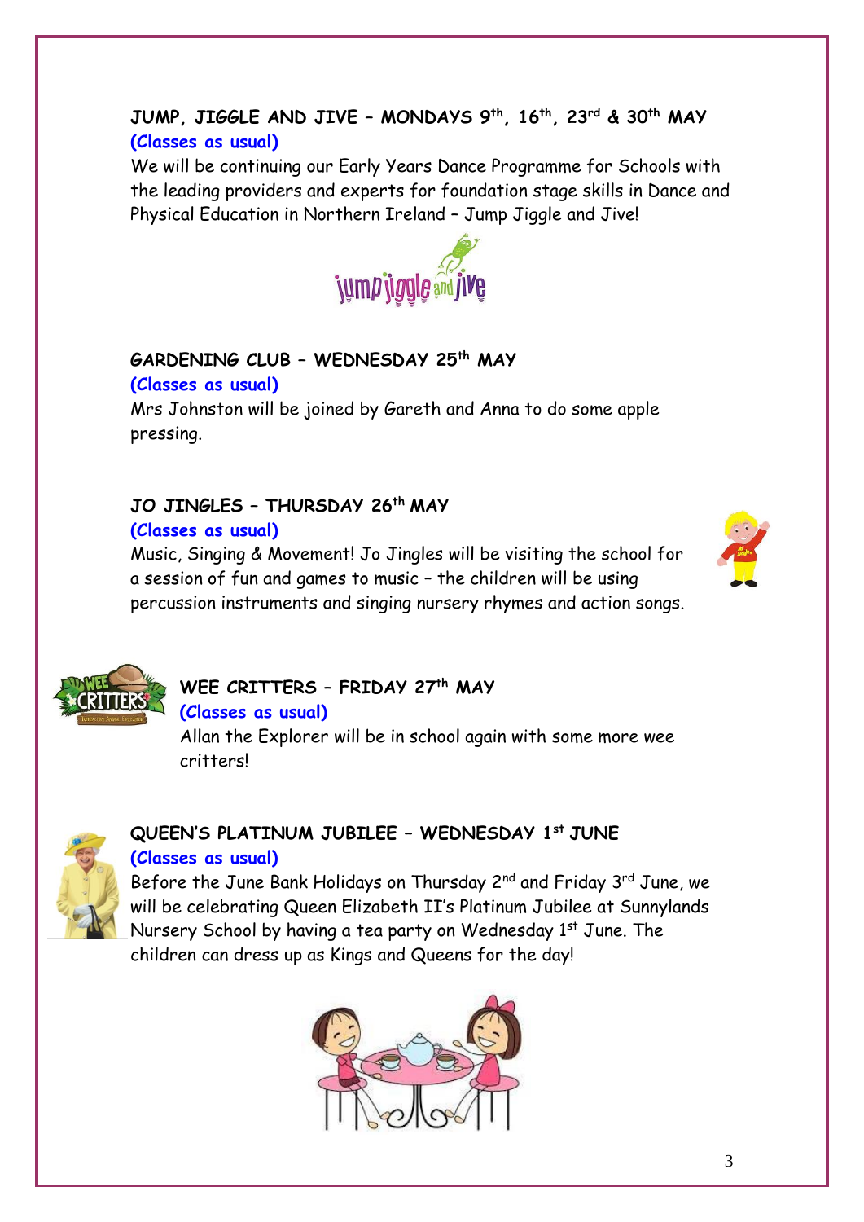## JUMP, JIGGLE AND JIVE – MONDAYS 9th, 16th, 23rd & 30th MAY

**(Classes as usual)**

We will be continuing our Early Years Dance Programme for Schools with the leading providers and experts for foundation stage skills in Dance and Physical Education in Northern Ireland – Jump Jiggle and Jive!

## GARDENING CLUB – WEDNESDAY 25th MAY

**(Classes as usual)**

Mrs Johnston will be joined by Gareth and Anna to do some apple pressing.

## JO JINGLES – THURSDAY 26th MAY

**(Classes as usual)**

Music, Singing & Movement! Jo Jingles will be visiting the school for a session of fun and games to music – the children will be using percussion instruments and singing nursery rhymes and action songs.

## WEE CRITTERS – FRIDAY 27th MAY

**(Classes as usual)**

Allan the Explorer will be in school again with some more wee critters!

## QUEEN'S PLATINUM JUBILEE – WEDNESDAY 1st JUNE

**(Classes as usual)**

Before the June Bank Holidays on Thursday 2nd and Friday 3rd June, we will be celebrating Queen Elizabeth II's Platinum Jubilee at Sunnylands Nursery School by having a tea party on Wednesday 1st June. The children can dress up as Kings and Queens for the day!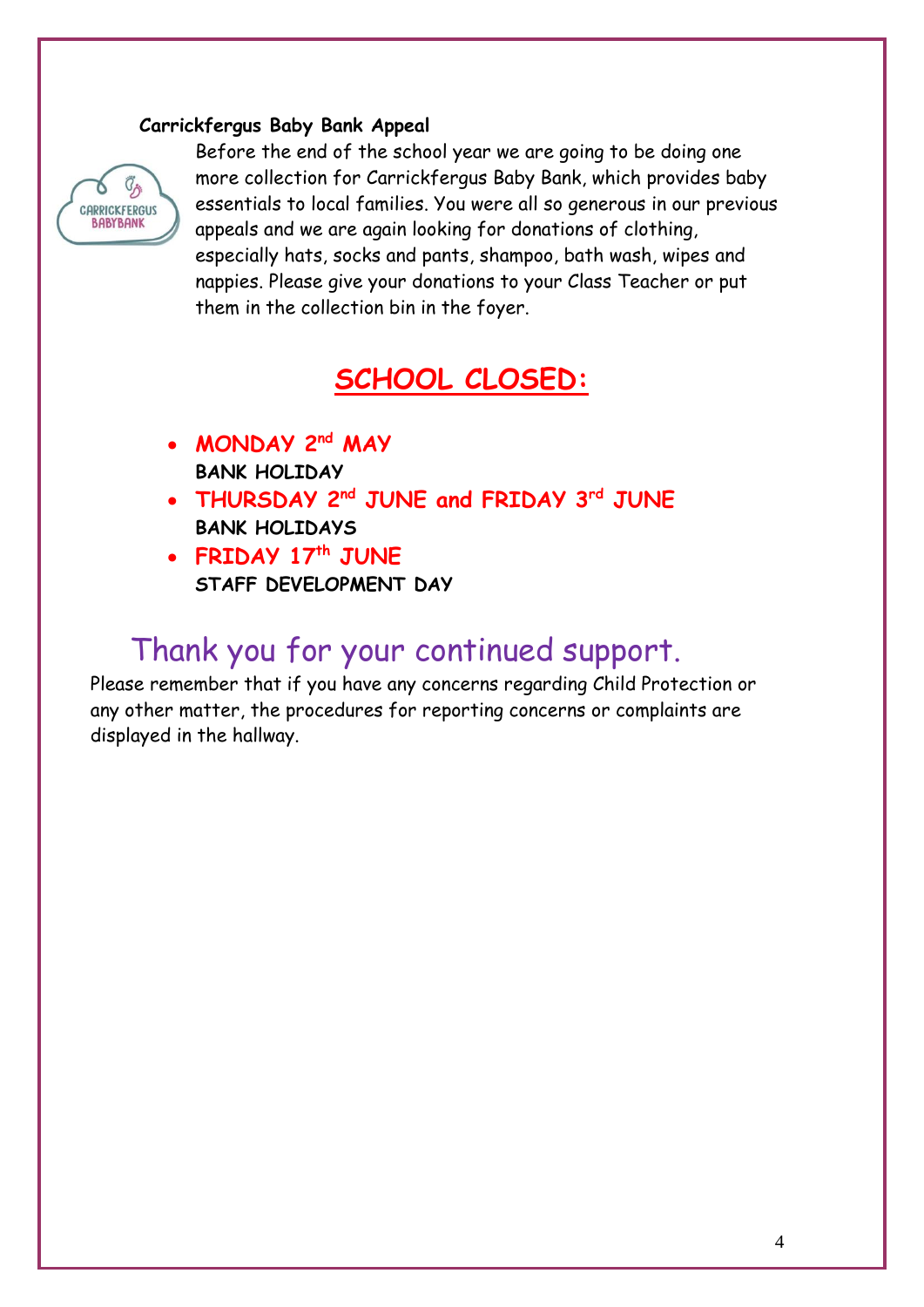**Carrickfergus Baby Bank Appeal**

Before the end of the school year we are going to be doing one more collection for Carrickfergus Baby Bank, which provides baby essentials to local families. You were all so generous in our previous appeals and we are again looking for donations of clothing, especially hats, socks and pants, shampoo, bath wash, wipes and nappies. Please give your donations to your Class Teacher or put them in the collection bin in the foyer.

## SCHOOL CLOSED:

- **MONDAY 2nd MAY**
  **BANK HOLIDAY**
- **THURSDAY 2nd JUNE and FRIDAY 3rd JUNE**
  **BANK HOLIDAYS**
- **FRIDAY 17th JUNE**
  **STAFF DEVELOPMENT DAY**

## Thank you for your continued support.

Please remember that if you have any concerns regarding Child Protection or any other matter, the procedures for reporting concerns or complaints are displayed in the hallway.